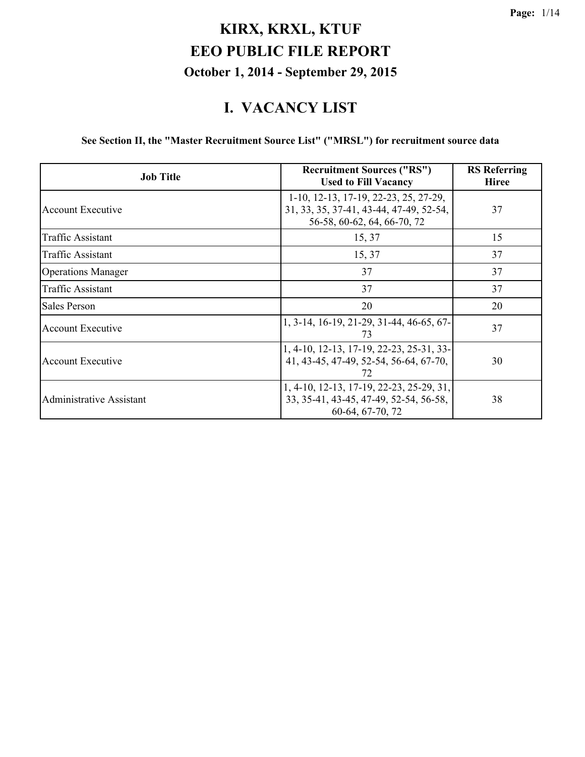# KIRX, KRXL, KTUF
# EEO PUBLIC FILE REPORT
### October 1, 2014 - September 29, 2015

## I. VACANCY LIST

**See Section II, the "Master Recruitment Source List" ("MRSL") for recruitment source data**

| Job Title | Recruitment Sources ("RS") Used to Fill Vacancy | RS Referring Hiree |
|---|---|---|
| Account Executive | 1-10, 12-13, 17-19, 22-23, 25, 27-29, 31, 33, 35, 37-41, 43-44, 47-49, 52-54, 56-58, 60-62, 64, 66-70, 72 | 37 |
| Traffic Assistant | 15, 37 | 15 |
| Traffic Assistant | 15, 37 | 37 |
| Operations Manager | 37 | 37 |
| Traffic Assistant | 37 | 37 |
| Sales Person | 20 | 20 |
| Account Executive | 1, 3-14, 16-19, 21-29, 31-44, 46-65, 67-73 | 37 |
| Account Executive | 1, 4-10, 12-13, 17-19, 22-23, 25-31, 33-41, 43-45, 47-49, 52-54, 56-64, 67-70, 72 | 30 |
| Administrative Assistant | 1, 4-10, 12-13, 17-19, 22-23, 25-29, 31, 33, 35-41, 43-45, 47-49, 52-54, 56-58, 60-64, 67-70, 72 | 38 |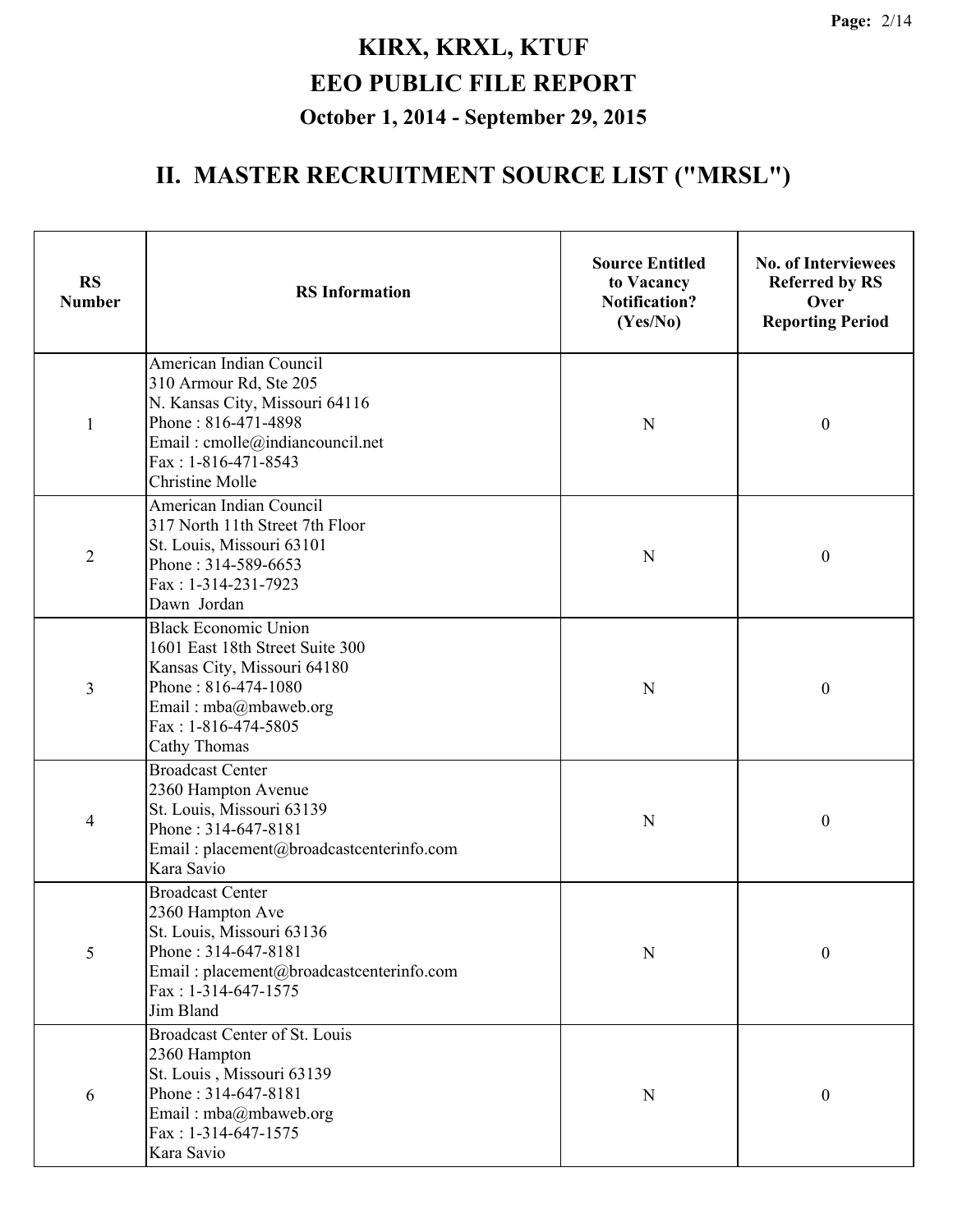# KIRX, KRXL, KTUF

# EEO PUBLIC FILE REPORT

### October 1, 2014 - September 29, 2015

## II. MASTER RECRUITMENT SOURCE LIST ("MRSL")

| RS Number | RS Information | Source Entitled to Vacancy Notification? (Yes/No) | No. of Interviewees Referred by RS Over Reporting Period |
|---|---|---|---|
| 1 | American Indian Council<br>310 Armour Rd, Ste 205<br>N. Kansas City, Missouri 64116<br>Phone : 816-471-4898<br>Email : cmolle@indiancouncil.net<br>Fax : 1-816-471-8543<br>Christine Molle | N | 0 |
| 2 | American Indian Council<br>317 North 11th Street 7th Floor<br>St. Louis, Missouri 63101<br>Phone : 314-589-6653<br>Fax : 1-314-231-7923<br>Dawn Jordan | N | 0 |
| 3 | Black Economic Union<br>1601 East 18th Street Suite 300<br>Kansas City, Missouri 64180<br>Phone : 816-474-1080<br>Email : mba@mbaweb.org<br>Fax : 1-816-474-5805<br>Cathy Thomas | N | 0 |
| 4 | Broadcast Center<br>2360 Hampton Avenue<br>St. Louis, Missouri 63139<br>Phone : 314-647-8181<br>Email : placement@broadcastcenterinfo.com<br>Kara Savio | N | 0 |
| 5 | Broadcast Center<br>2360 Hampton Ave<br>St. Louis, Missouri 63136<br>Phone : 314-647-8181<br>Email : placement@broadcastcenterinfo.com<br>Fax : 1-314-647-1575<br>Jim Bland | N | 0 |
| 6 | Broadcast Center of St. Louis<br>2360 Hampton<br>St. Louis , Missouri 63139<br>Phone : 314-647-8181<br>Email : mba@mbaweb.org<br>Fax : 1-314-647-1575<br>Kara Savio | N | 0 |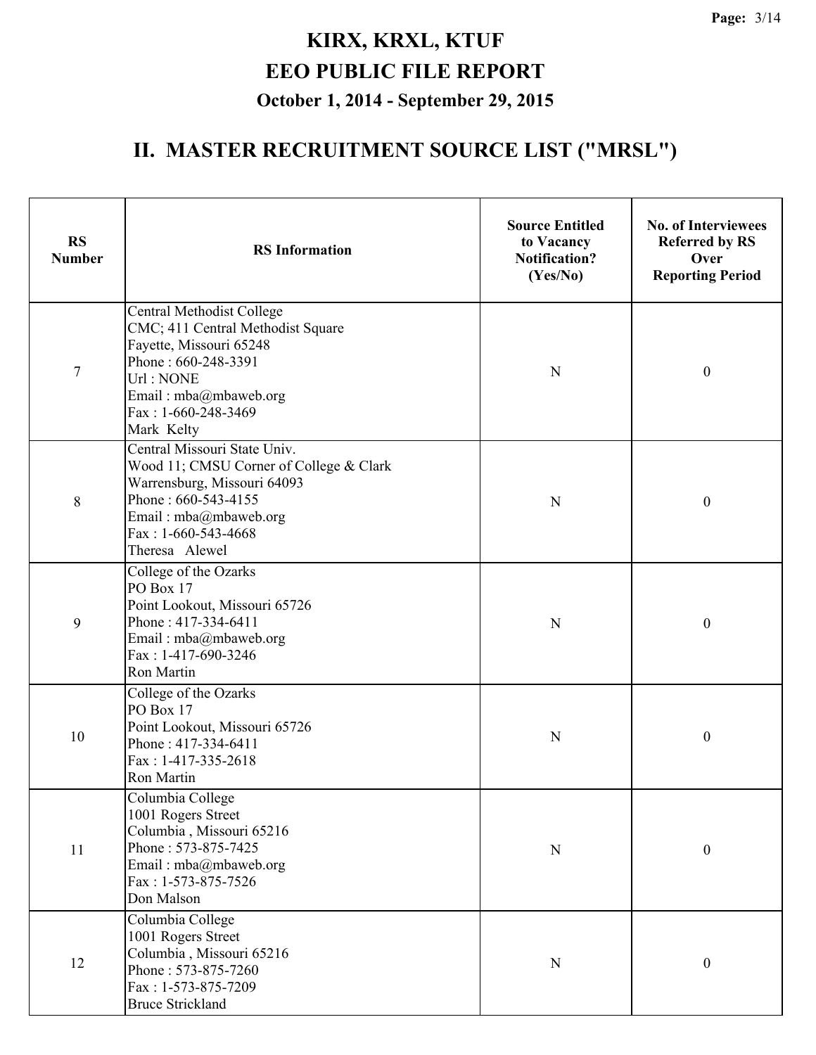# KIRX, KRXL, KTUF
# EEO PUBLIC FILE REPORT
### October 1, 2014 - September 29, 2015

## II. MASTER RECRUITMENT SOURCE LIST ("MRSL")

| RS Number | RS Information | Source Entitled to Vacancy Notification? (Yes/No) | No. of Interviewees Referred by RS Over Reporting Period |
|---|---|---|---|
| 7 | Central Methodist College<br>CMC; 411 Central Methodist Square<br>Fayette, Missouri 65248<br>Phone : 660-248-3391<br>Url : NONE<br>Email : mba@mbaweb.org<br>Fax : 1-660-248-3469<br>Mark Kelty | N | 0 |
| 8 | Central Missouri State Univ.<br>Wood 11; CMSU Corner of College & Clark<br>Warrensburg, Missouri 64093<br>Phone : 660-543-4155<br>Email : mba@mbaweb.org<br>Fax : 1-660-543-4668<br>Theresa Alewel | N | 0 |
| 9 | College of the Ozarks<br>PO Box 17<br>Point Lookout, Missouri 65726<br>Phone : 417-334-6411<br>Email : mba@mbaweb.org<br>Fax : 1-417-690-3246<br>Ron Martin | N | 0 |
| 10 | College of the Ozarks<br>PO Box 17<br>Point Lookout, Missouri 65726<br>Phone : 417-334-6411<br>Fax : 1-417-335-2618<br>Ron Martin | N | 0 |
| 11 | Columbia College<br>1001 Rogers Street<br>Columbia , Missouri 65216<br>Phone : 573-875-7425<br>Email : mba@mbaweb.org<br>Fax : 1-573-875-7526<br>Don Malson | N | 0 |
| 12 | Columbia College<br>1001 Rogers Street<br>Columbia , Missouri 65216<br>Phone : 573-875-7260<br>Fax : 1-573-875-7209<br>Bruce Strickland | N | 0 |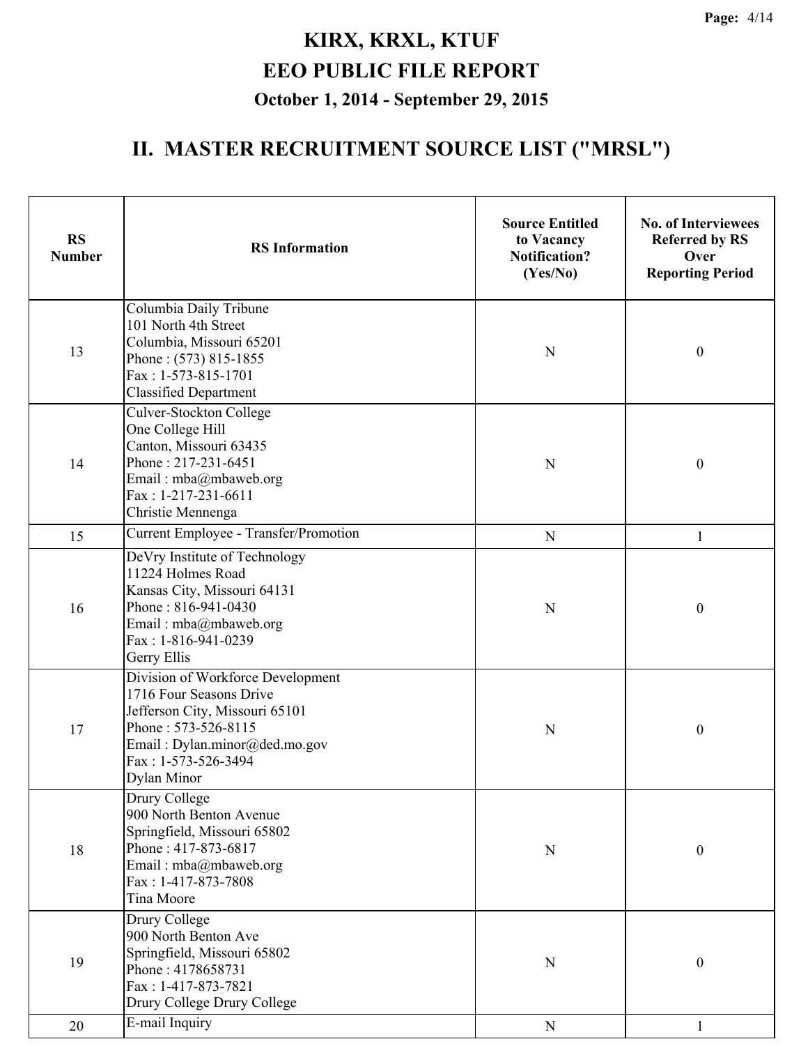# KIRX, KRXL, KTUF
# EEO PUBLIC FILE REPORT
### October 1, 2014 - September 29, 2015

## II. MASTER RECRUITMENT SOURCE LIST ("MRSL")

| RS Number | RS Information | Source Entitled to Vacancy Notification? (Yes/No) | No. of Interviewees Referred by RS Over Reporting Period |
|---|---|---|---|
| 13 | Columbia Daily Tribune<br>101 North 4th Street<br>Columbia, Missouri 65201<br>Phone : (573) 815-1855<br>Fax : 1-573-815-1701<br>Classified Department | N | 0 |
| 14 | Culver-Stockton College<br>One College Hill<br>Canton, Missouri 63435<br>Phone : 217-231-6451<br>Email : mba@mbaweb.org<br>Fax : 1-217-231-6611<br>Christie Mennenga | N | 0 |
| 15 | Current Employee - Transfer/Promotion | N | 1 |
| 16 | DeVry Institute of Technology<br>11224 Holmes Road<br>Kansas City, Missouri 64131<br>Phone : 816-941-0430<br>Email : mba@mbaweb.org<br>Fax : 1-816-941-0239<br>Gerry Ellis | N | 0 |
| 17 | Division of Workforce Development<br>1716 Four Seasons Drive<br>Jefferson City, Missouri 65101<br>Phone : 573-526-8115<br>Email : Dylan.minor@ded.mo.gov<br>Fax : 1-573-526-3494<br>Dylan Minor | N | 0 |
| 18 | Drury College<br>900 North Benton Avenue<br>Springfield, Missouri 65802<br>Phone : 417-873-6817<br>Email : mba@mbaweb.org<br>Fax : 1-417-873-7808<br>Tina Moore | N | 0 |
| 19 | Drury College<br>900 North Benton Ave<br>Springfield, Missouri 65802<br>Phone : 4178658731<br>Fax : 1-417-873-7821<br>Drury College Drury College | N | 0 |
| 20 | E-mail Inquiry | N | 1 |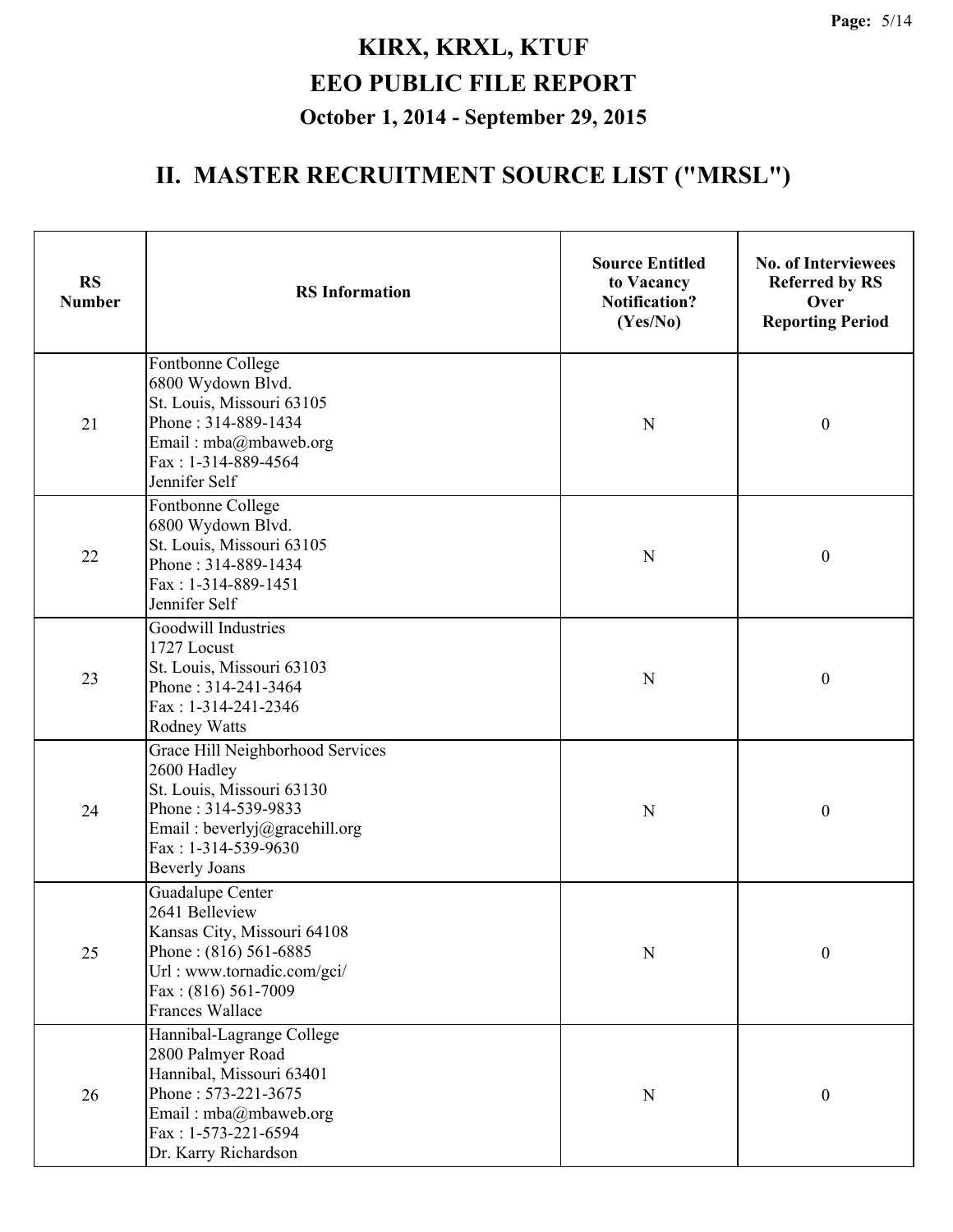# KIRX, KRXL, KTUF
# EEO PUBLIC FILE REPORT
### October 1, 2014 - September 29, 2015

## II. MASTER RECRUITMENT SOURCE LIST ("MRSL")

| RS Number | RS Information | Source Entitled to Vacancy Notification? (Yes/No) | No. of Interviewees Referred by RS Over Reporting Period |
|---|---|---|---|
| 21 | Fontbonne College<br>6800 Wydown Blvd.<br>St. Louis, Missouri 63105<br>Phone : 314-889-1434<br>Email : mba@mbaweb.org<br>Fax : 1-314-889-4564<br>Jennifer Self | N | 0 |
| 22 | Fontbonne College<br>6800 Wydown Blvd.<br>St. Louis, Missouri 63105<br>Phone : 314-889-1434<br>Fax : 1-314-889-1451<br>Jennifer Self | N | 0 |
| 23 | Goodwill Industries<br>1727 Locust<br>St. Louis, Missouri 63103<br>Phone : 314-241-3464<br>Fax : 1-314-241-2346<br>Rodney Watts | N | 0 |
| 24 | Grace Hill Neighborhood Services<br>2600 Hadley<br>St. Louis, Missouri 63130<br>Phone : 314-539-9833<br>Email : beverlyj@gracehill.org<br>Fax : 1-314-539-9630<br>Beverly Joans | N | 0 |
| 25 | Guadalupe Center<br>2641 Belleview<br>Kansas City, Missouri 64108<br>Phone : (816) 561-6885<br>Url : www.tornadic.com/gci/<br>Fax : (816) 561-7009<br>Frances Wallace | N | 0 |
| 26 | Hannibal-Lagrange College<br>2800 Palmyer Road<br>Hannibal, Missouri 63401<br>Phone : 573-221-3675<br>Email : mba@mbaweb.org<br>Fax : 1-573-221-6594<br>Dr. Karry Richardson | N | 0 |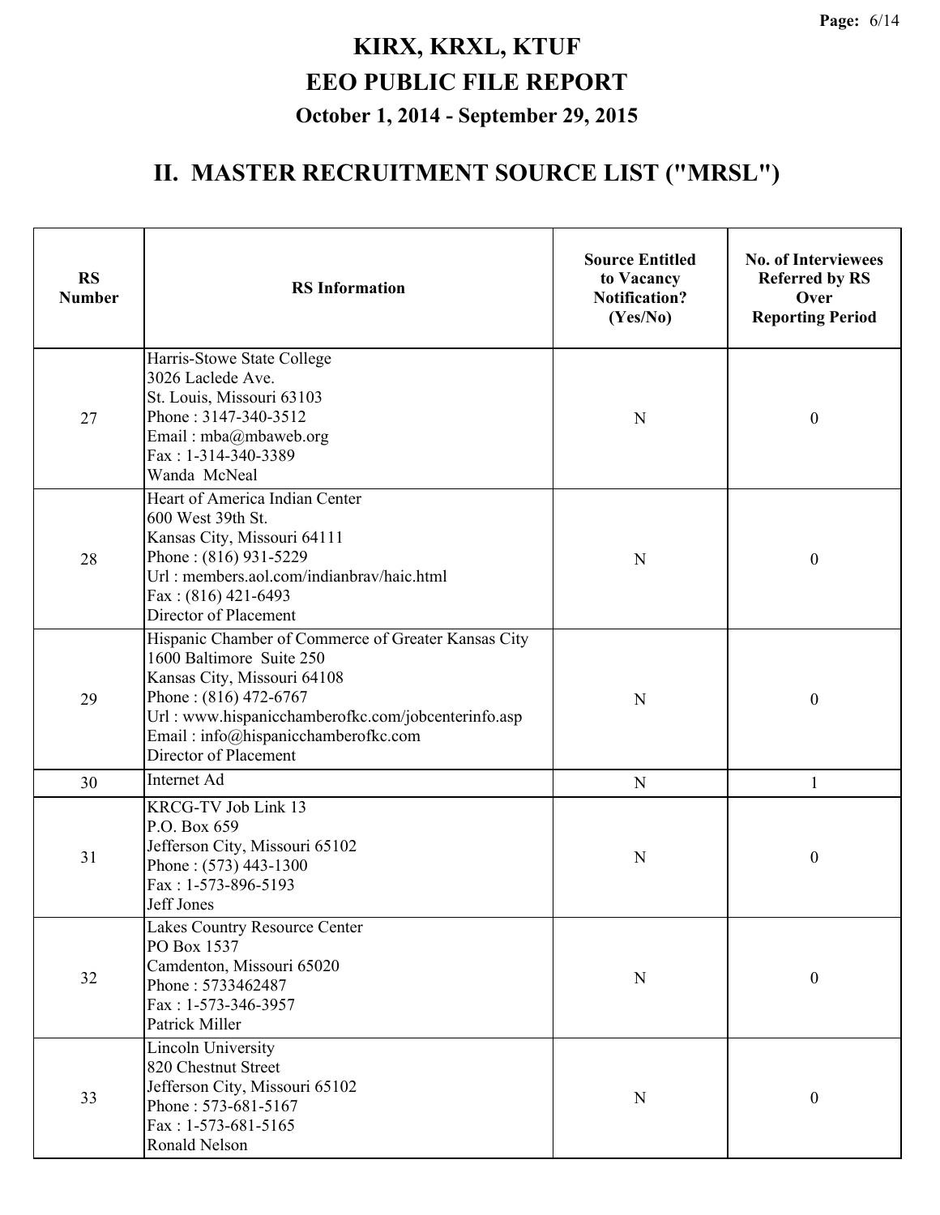# KIRX, KRXL, KTUF

# EEO PUBLIC FILE REPORT

## October 1, 2014 - September 29, 2015

## II. MASTER RECRUITMENT SOURCE LIST ("MRSL")

| RS Number | RS Information | Source Entitled to Vacancy Notification? (Yes/No) | No. of Interviewees Referred by RS Over Reporting Period |
|---|---|---|---|
| 27 | Harris-Stowe State College<br>3026 Laclede Ave.<br>St. Louis, Missouri 63103<br>Phone : 3147-340-3512<br>Email : mba@mbaweb.org<br>Fax : 1-314-340-3389<br>Wanda McNeal | N | 0 |
| 28 | Heart of America Indian Center<br>600 West 39th St.<br>Kansas City, Missouri 64111<br>Phone : (816) 931-5229<br>Url : members.aol.com/indianbrav/haic.html<br>Fax : (816) 421-6493<br>Director of Placement | N | 0 |
| 29 | Hispanic Chamber of Commerce of Greater Kansas City<br>1600 Baltimore Suite 250<br>Kansas City, Missouri 64108<br>Phone : (816) 472-6767<br>Url : www.hispanicchamberofkc.com/jobcenterinfo.asp<br>Email : info@hispanicchamberofkc.com<br>Director of Placement | N | 0 |
| 30 | Internet Ad | N | 1 |
| 31 | KRCG-TV Job Link 13<br>P.O. Box 659<br>Jefferson City, Missouri 65102<br>Phone : (573) 443-1300<br>Fax : 1-573-896-5193<br>Jeff Jones | N | 0 |
| 32 | Lakes Country Resource Center<br>PO Box 1537<br>Camdenton, Missouri 65020<br>Phone : 5733462487<br>Fax : 1-573-346-3957<br>Patrick Miller | N | 0 |
| 33 | Lincoln University<br>820 Chestnut Street<br>Jefferson City, Missouri 65102<br>Phone : 573-681-5167<br>Fax : 1-573-681-5165<br>Ronald Nelson | N | 0 |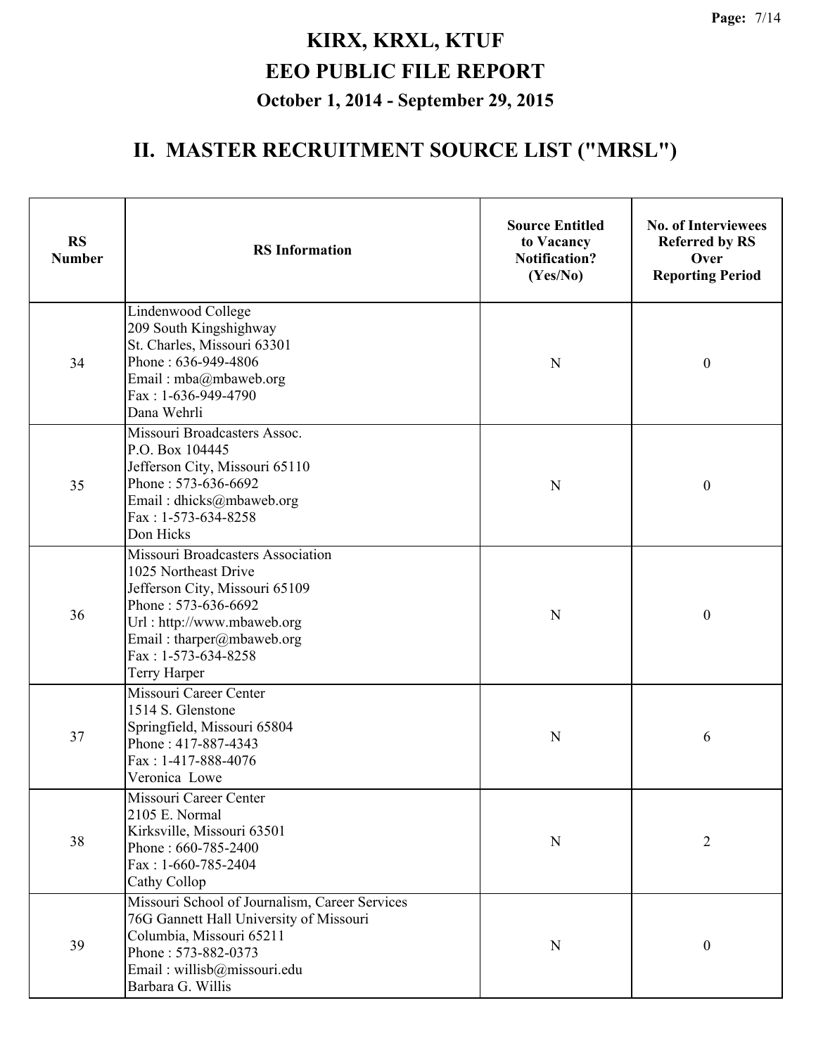# KIRX, KRXL, KTUF
# EEO PUBLIC FILE REPORT
### October 1, 2014 - September 29, 2015

## II. MASTER RECRUITMENT SOURCE LIST ("MRSL")

| RS Number | RS Information | Source Entitled to Vacancy Notification? (Yes/No) | No. of Interviewees Referred by RS Over Reporting Period |
|---|---|---|---|
| 34 | Lindenwood College<br>209 South Kingshighway<br>St. Charles, Missouri 63301<br>Phone : 636-949-4806<br>Email : mba@mbaweb.org<br>Fax : 1-636-949-4790<br>Dana Wehrli | N | 0 |
| 35 | Missouri Broadcasters Assoc.<br>P.O. Box 104445<br>Jefferson City, Missouri 65110<br>Phone : 573-636-6692<br>Email : dhicks@mbaweb.org<br>Fax : 1-573-634-8258<br>Don Hicks | N | 0 |
| 36 | Missouri Broadcasters Association<br>1025 Northeast Drive<br>Jefferson City, Missouri 65109<br>Phone : 573-636-6692<br>Url : http://www.mbaweb.org<br>Email : tharper@mbaweb.org<br>Fax : 1-573-634-8258<br>Terry Harper | N | 0 |
| 37 | Missouri Career Center<br>1514 S. Glenstone<br>Springfield, Missouri 65804<br>Phone : 417-887-4343<br>Fax : 1-417-888-4076<br>Veronica Lowe | N | 6 |
| 38 | Missouri Career Center<br>2105 E. Normal<br>Kirksville, Missouri 63501<br>Phone : 660-785-2400<br>Fax : 1-660-785-2404<br>Cathy Collop | N | 2 |
| 39 | Missouri School of Journalism, Career Services<br>76G Gannett Hall University of Missouri<br>Columbia, Missouri 65211<br>Phone : 573-882-0373<br>Email : willisb@missouri.edu<br>Barbara G. Willis | N | 0 |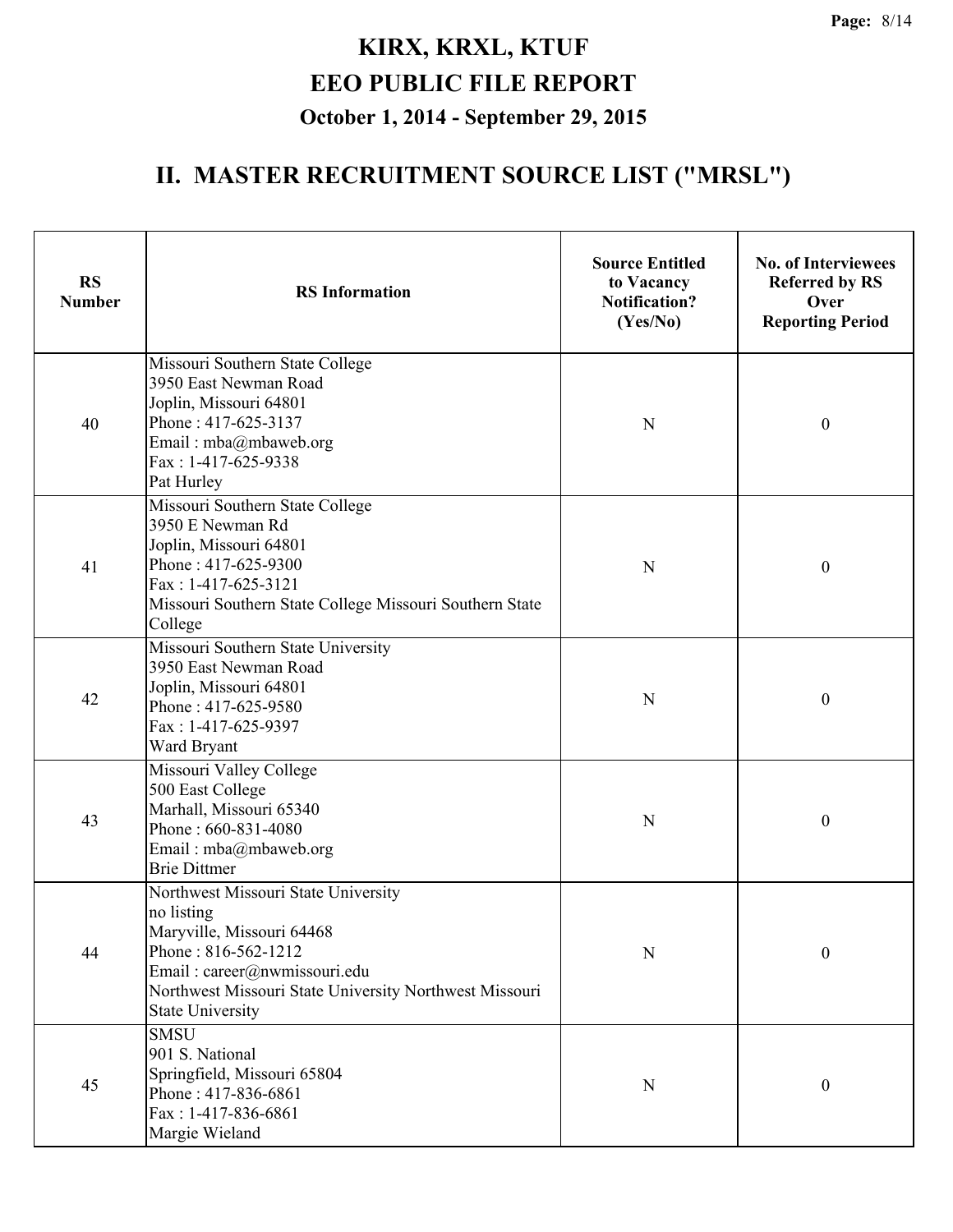# KIRX, KRXL, KTUF
# EEO PUBLIC FILE REPORT
### October 1, 2014 - September 29, 2015

## II. MASTER RECRUITMENT SOURCE LIST ("MRSL")

| RS Number | RS Information | Source Entitled to Vacancy Notification? (Yes/No) | No. of Interviewees Referred by RS Over Reporting Period |
|---|---|---|---|
| 40 | Missouri Southern State College<br>3950 East Newman Road<br>Joplin, Missouri 64801<br>Phone : 417-625-3137<br>Email : mba@mbaweb.org<br>Fax : 1-417-625-9338<br>Pat Hurley | N | 0 |
| 41 | Missouri Southern State College<br>3950 E Newman Rd<br>Joplin, Missouri 64801<br>Phone : 417-625-9300<br>Fax : 1-417-625-3121<br>Missouri Southern State College Missouri Southern State College | N | 0 |
| 42 | Missouri Southern State University<br>3950 East Newman Road<br>Joplin, Missouri 64801<br>Phone : 417-625-9580<br>Fax : 1-417-625-9397<br>Ward Bryant | N | 0 |
| 43 | Missouri Valley College<br>500 East College<br>Marhall, Missouri 65340<br>Phone : 660-831-4080<br>Email : mba@mbaweb.org<br>Brie Dittmer | N | 0 |
| 44 | Northwest Missouri State University<br>no listing<br>Maryville, Missouri 64468<br>Phone : 816-562-1212<br>Email : career@nwmissouri.edu<br>Northwest Missouri State University Northwest Missouri State University | N | 0 |
| 45 | SMSU<br>901 S. National<br>Springfield, Missouri 65804<br>Phone : 417-836-6861<br>Fax : 1-417-836-6861<br>Margie Wieland | N | 0 |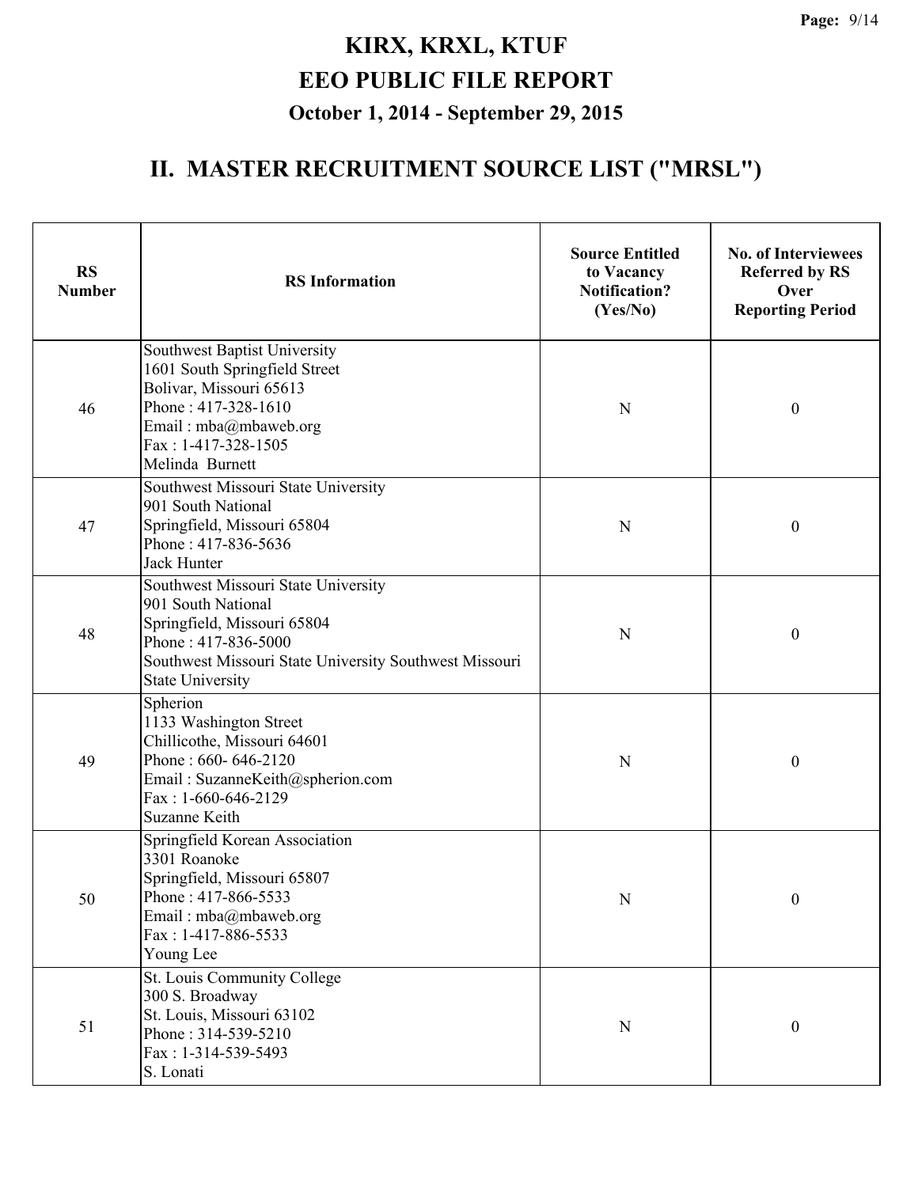# KIRX, KRXL, KTUF
# EEO PUBLIC FILE REPORT
### October 1, 2014 - September 29, 2015

## II. MASTER RECRUITMENT SOURCE LIST ("MRSL")

| RS Number | RS Information | Source Entitled to Vacancy Notification? (Yes/No) | No. of Interviewees Referred by RS Over Reporting Period |
|---|---|---|---|
| 46 | Southwest Baptist University<br>1601 South Springfield Street<br>Bolivar, Missouri 65613<br>Phone : 417-328-1610<br>Email : mba@mbaweb.org<br>Fax : 1-417-328-1505<br>Melinda Burnett | N | 0 |
| 47 | Southwest Missouri State University<br>901 South National<br>Springfield, Missouri 65804<br>Phone : 417-836-5636<br>Jack Hunter | N | 0 |
| 48 | Southwest Missouri State University<br>901 South National<br>Springfield, Missouri 65804<br>Phone : 417-836-5000<br>Southwest Missouri State University Southwest Missouri State University | N | 0 |
| 49 | Spherion<br>1133 Washington Street<br>Chillicothe, Missouri 64601<br>Phone : 660- 646-2120<br>Email : SuzanneKeith@spherion.com<br>Fax : 1-660-646-2129<br>Suzanne Keith | N | 0 |
| 50 | Springfield Korean Association<br>3301 Roanoke<br>Springfield, Missouri 65807<br>Phone : 417-866-5533<br>Email : mba@mbaweb.org<br>Fax : 1-417-886-5533<br>Young Lee | N | 0 |
| 51 | St. Louis Community College<br>300 S. Broadway<br>St. Louis, Missouri 63102<br>Phone : 314-539-5210<br>Fax : 1-314-539-5493<br>S. Lonati | N | 0 |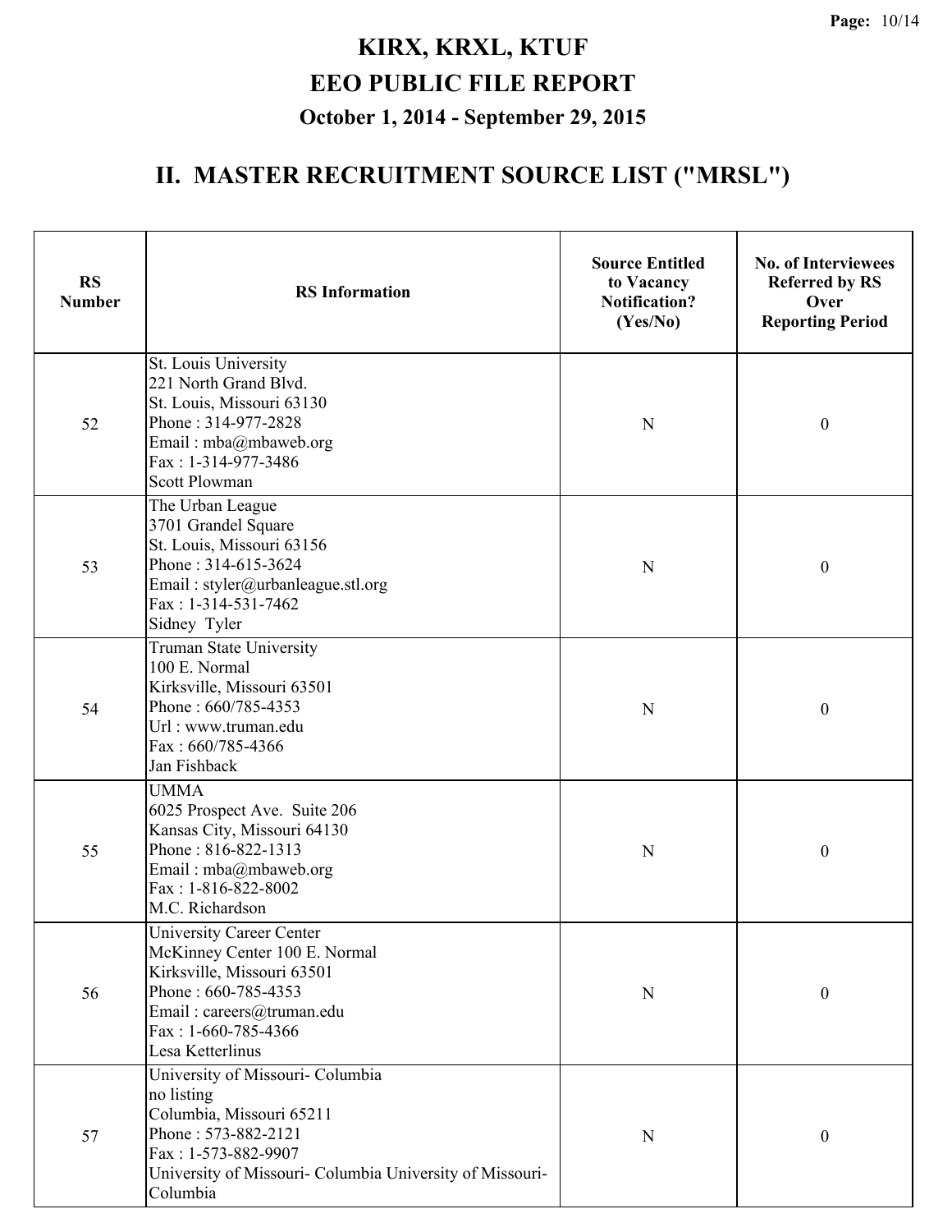# KIRX, KRXL, KTUF
# EEO PUBLIC FILE REPORT
### October 1, 2014 - September 29, 2015

## II. MASTER RECRUITMENT SOURCE LIST ("MRSL")

| RS Number | RS Information | Source Entitled to Vacancy Notification? (Yes/No) | No. of Interviewees Referred by RS Over Reporting Period |
|---|---|---|---|
| 52 | St. Louis University<br>221 North Grand Blvd.<br>St. Louis, Missouri 63130<br>Phone : 314-977-2828<br>Email : mba@mbaweb.org<br>Fax : 1-314-977-3486<br>Scott Plowman | N | 0 |
| 53 | The Urban League<br>3701 Grandel Square<br>St. Louis, Missouri 63156<br>Phone : 314-615-3624<br>Email : styler@urbanleague.stl.org<br>Fax : 1-314-531-7462<br>Sidney Tyler | N | 0 |
| 54 | Truman State University<br>100 E. Normal<br>Kirksville, Missouri 63501<br>Phone : 660/785-4353<br>Url : www.truman.edu<br>Fax : 660/785-4366<br>Jan Fishback | N | 0 |
| 55 | UMMA<br>6025 Prospect Ave. Suite 206<br>Kansas City, Missouri 64130<br>Phone : 816-822-1313<br>Email : mba@mbaweb.org<br>Fax : 1-816-822-8002<br>M.C. Richardson | N | 0 |
| 56 | University Career Center<br>McKinney Center 100 E. Normal<br>Kirksville, Missouri 63501<br>Phone : 660-785-4353<br>Email : careers@truman.edu<br>Fax : 1-660-785-4366<br>Lesa Ketterlinus | N | 0 |
| 57 | University of Missouri- Columbia<br>no listing<br>Columbia, Missouri 65211<br>Phone : 573-882-2121<br>Fax : 1-573-882-9907<br>University of Missouri- Columbia University of Missouri-Columbia | N | 0 |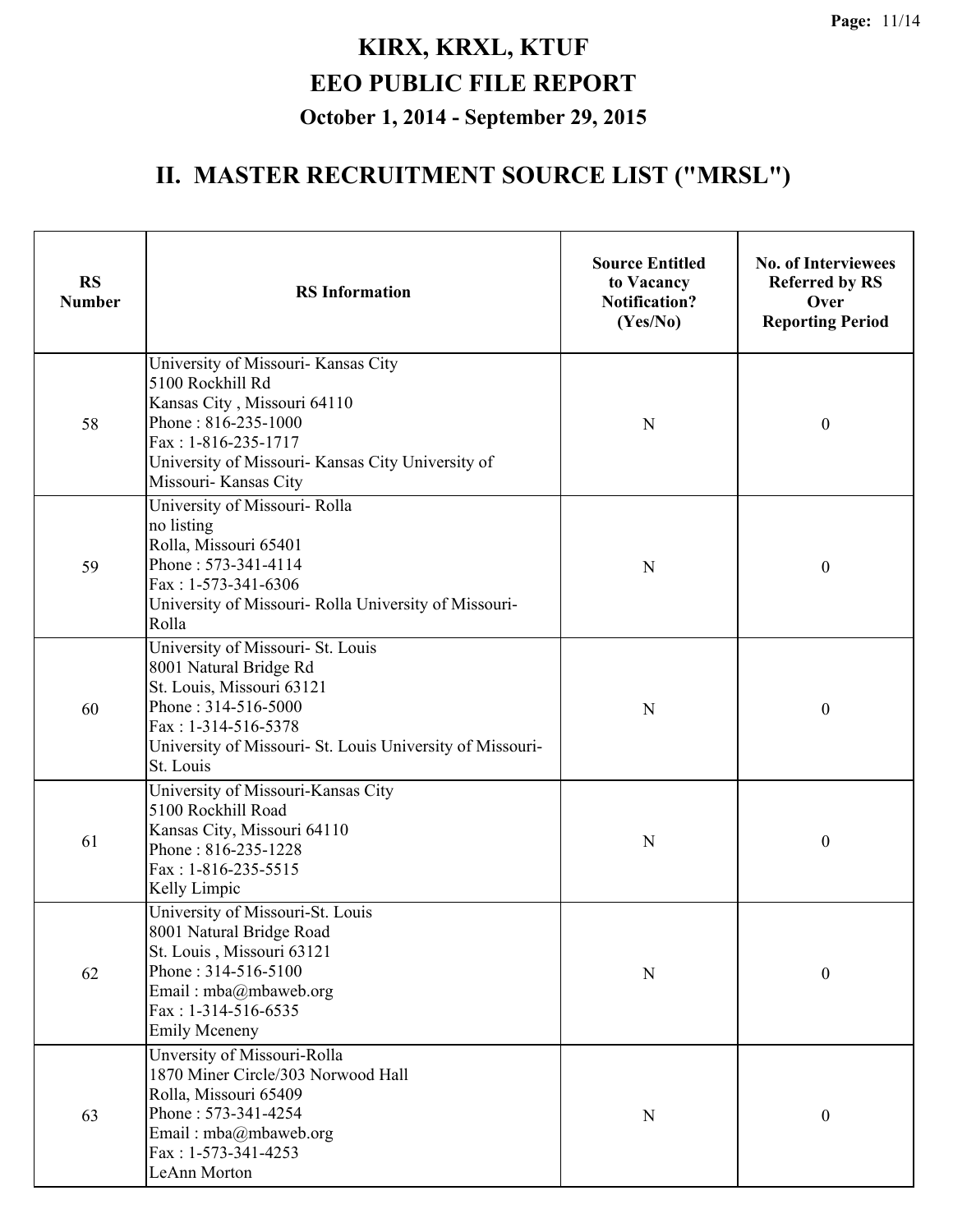# KIRX, KRXL, KTUF
# EEO PUBLIC FILE REPORT
### October 1, 2014 - September 29, 2015

## II. MASTER RECRUITMENT SOURCE LIST ("MRSL")

| RS Number | RS Information | Source Entitled to Vacancy Notification? (Yes/No) | No. of Interviewees Referred by RS Over Reporting Period |
|---|---|---|---|
| 58 | University of Missouri- Kansas City<br>5100 Rockhill Rd<br>Kansas City , Missouri 64110<br>Phone : 816-235-1000<br>Fax : 1-816-235-1717<br>University of Missouri- Kansas City University of Missouri- Kansas City | N | 0 |
| 59 | University of Missouri- Rolla<br>no listing<br>Rolla, Missouri 65401<br>Phone : 573-341-4114<br>Fax : 1-573-341-6306<br>University of Missouri- Rolla University of Missouri- Rolla | N | 0 |
| 60 | University of Missouri- St. Louis<br>8001 Natural Bridge Rd<br>St. Louis, Missouri 63121<br>Phone : 314-516-5000<br>Fax : 1-314-516-5378<br>University of Missouri- St. Louis University of Missouri- St. Louis | N | 0 |
| 61 | University of Missouri-Kansas City<br>5100 Rockhill Road<br>Kansas City, Missouri 64110<br>Phone : 816-235-1228<br>Fax : 1-816-235-5515<br>Kelly Limpic | N | 0 |
| 62 | University of Missouri-St. Louis<br>8001 Natural Bridge Road<br>St. Louis , Missouri 63121<br>Phone : 314-516-5100<br>Email : mba@mbaweb.org<br>Fax : 1-314-516-6535<br>Emily Mceneny | N | 0 |
| 63 | Unversity of Missouri-Rolla<br>1870 Miner Circle/303 Norwood Hall<br>Rolla, Missouri 65409<br>Phone : 573-341-4254<br>Email : mba@mbaweb.org<br>Fax : 1-573-341-4253<br>LeAnn Morton | N | 0 |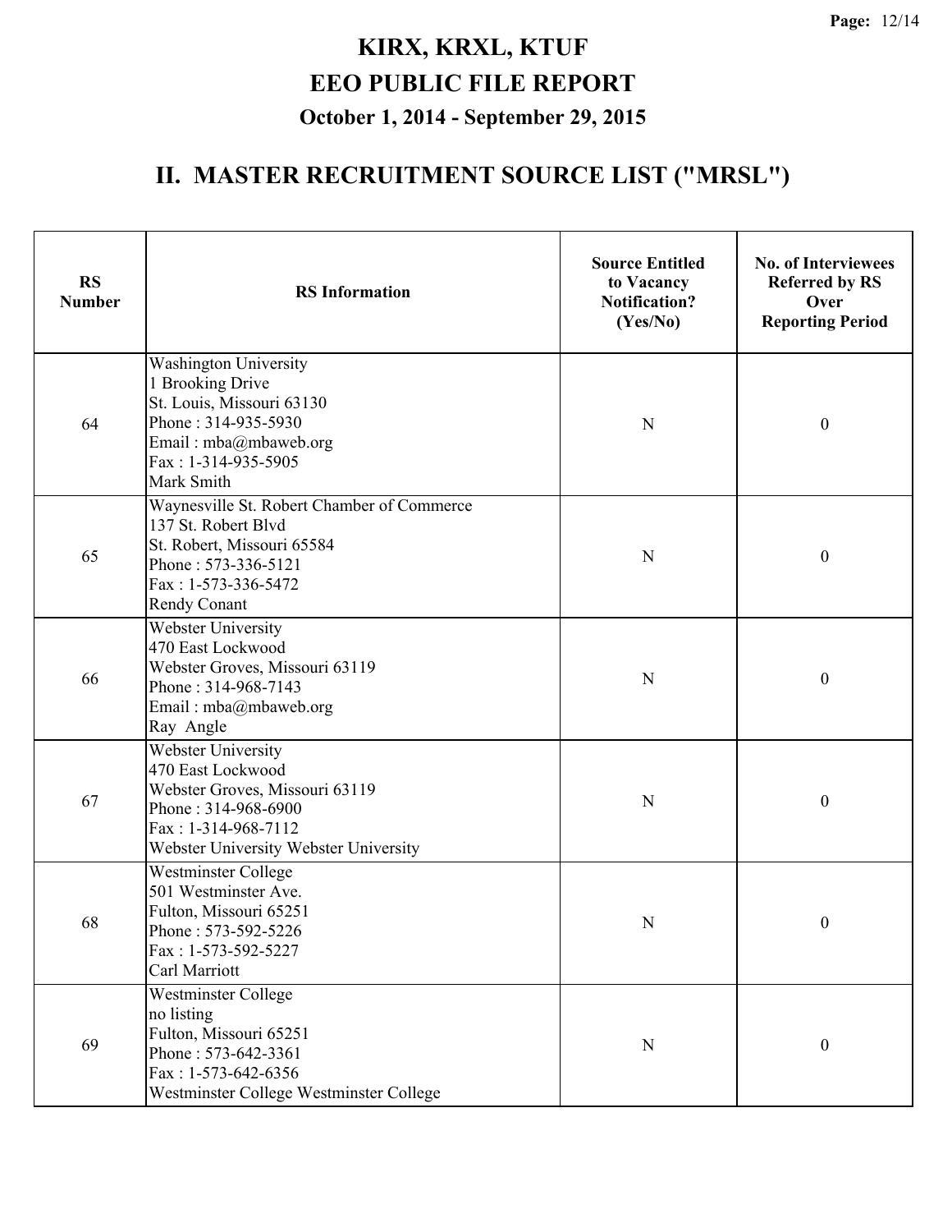# KIRX, KRXL, KTUF
# EEO PUBLIC FILE REPORT
### October 1, 2014 - September 29, 2015

## II. MASTER RECRUITMENT SOURCE LIST ("MRSL")

| RS Number | RS Information | Source Entitled to Vacancy Notification? (Yes/No) | No. of Interviewees Referred by RS Over Reporting Period |
|---|---|---|---|
| 64 | Washington University<br>1 Brooking Drive<br>St. Louis, Missouri 63130<br>Phone : 314-935-5930<br>Email : mba@mbaweb.org<br>Fax : 1-314-935-5905<br>Mark Smith | N | 0 |
| 65 | Waynesville St. Robert Chamber of Commerce<br>137 St. Robert Blvd<br>St. Robert, Missouri 65584<br>Phone : 573-336-5121<br>Fax : 1-573-336-5472<br>Rendy Conant | N | 0 |
| 66 | Webster University<br>470 East Lockwood<br>Webster Groves, Missouri 63119<br>Phone : 314-968-7143<br>Email : mba@mbaweb.org<br>Ray Angle | N | 0 |
| 67 | Webster University<br>470 East Lockwood<br>Webster Groves, Missouri 63119<br>Phone : 314-968-6900<br>Fax : 1-314-968-7112<br>Webster University Webster University | N | 0 |
| 68 | Westminster College<br>501 Westminster Ave.<br>Fulton, Missouri 65251<br>Phone : 573-592-5226<br>Fax : 1-573-592-5227<br>Carl Marriott | N | 0 |
| 69 | Westminster College<br>no listing<br>Fulton, Missouri 65251<br>Phone : 573-642-3361<br>Fax : 1-573-642-6356<br>Westminster College Westminster College | N | 0 |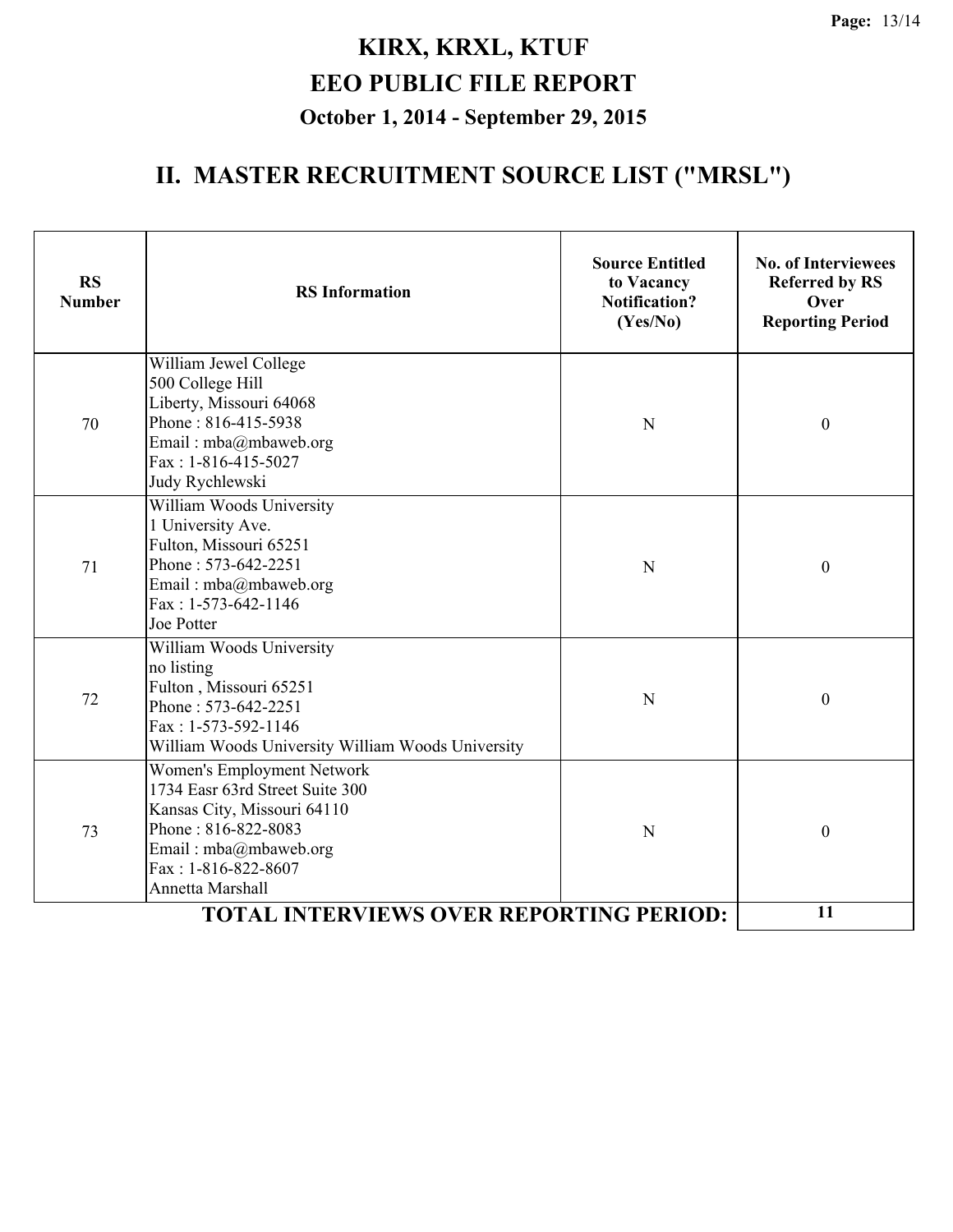# KIRX, KRXL, KTUF

# EEO PUBLIC FILE REPORT

### October 1, 2014 - September 29, 2015

## II. MASTER RECRUITMENT SOURCE LIST ("MRSL")

| RS Number | RS Information | Source Entitled to Vacancy Notification? (Yes/No) | No. of Interviewees Referred by RS Over Reporting Period |
|---|---|---|---|
| 70 | William Jewel College<br>500 College Hill<br>Liberty, Missouri 64068<br>Phone : 816-415-5938<br>Email : mba@mbaweb.org<br>Fax : 1-816-415-5027<br>Judy Rychlewski | N | 0 |
| 71 | William Woods University<br>1 University Ave.<br>Fulton, Missouri 65251<br>Phone : 573-642-2251<br>Email : mba@mbaweb.org<br>Fax : 1-573-642-1146<br>Joe Potter | N | 0 |
| 72 | William Woods University<br>no listing<br>Fulton , Missouri 65251<br>Phone : 573-642-2251<br>Fax : 1-573-592-1146<br>William Woods University William Woods University | N | 0 |
| 73 | Women's Employment Network<br>1734 Easr 63rd Street Suite 300<br>Kansas City, Missouri 64110<br>Phone : 816-822-8083<br>Email : mba@mbaweb.org<br>Fax : 1-816-822-8607<br>Annetta Marshall | N | 0 |
| | **TOTAL INTERVIEWS OVER REPORTING PERIOD:** | | **11** |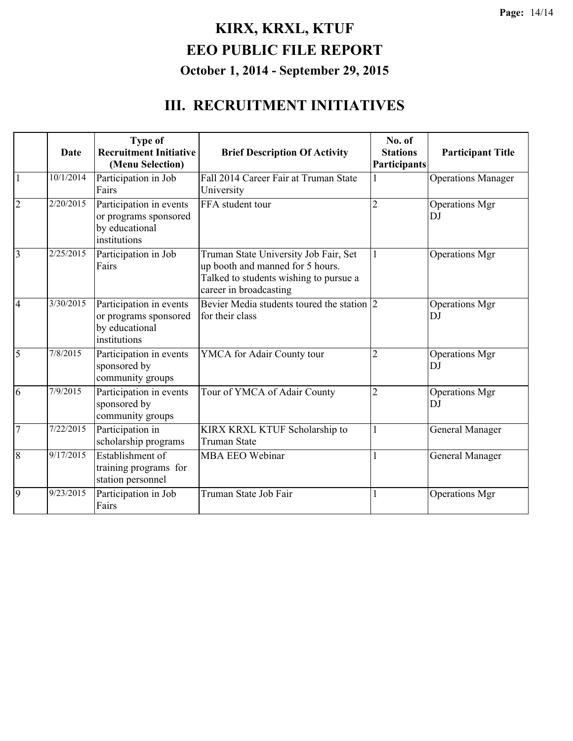# KIRX, KRXL, KTUF

# EEO PUBLIC FILE REPORT

### October 1, 2014 - September 29, 2015

## III. RECRUITMENT INITIATIVES

| | Date | Type of Recruitment Initiative (Menu Selection) | Brief Description Of Activity | No. of Stations Participants | Participant Title |
|---|---|---|---|---|---|
| 1 | 10/1/2014 | Participation in Job Fairs | Fall 2014 Career Fair at Truman State University | 1 | Operations Manager |
| 2 | 2/20/2015 | Participation in events or programs sponsored by educational institutions | FFA student tour | 2 | Operations Mgr DJ |
| 3 | 2/25/2015 | Participation in Job Fairs | Truman State University Job Fair, Set up booth and manned for 5 hours. Talked to students wishing to pursue a career in broadcasting | 1 | Operations Mgr |
| 4 | 3/30/2015 | Participation in events or programs sponsored by educational institutions | Bevier Media students toured the station for their class | 2 | Operations Mgr DJ |
| 5 | 7/8/2015 | Participation in events sponsored by community groups | YMCA for Adair County tour | 2 | Operations Mgr DJ |
| 6 | 7/9/2015 | Participation in events sponsored by community groups | Tour of YMCA of Adair County | 2 | Operations Mgr DJ |
| 7 | 7/22/2015 | Participation in scholarship programs | KIRX KRXL KTUF Scholarship to Truman State | 1 | General Manager |
| 8 | 9/17/2015 | Establishment of training programs for station personnel | MBA EEO Webinar | 1 | General Manager |
| 9 | 9/23/2015 | Participation in Job Fairs | Truman State Job Fair | 1 | Operations Mgr |